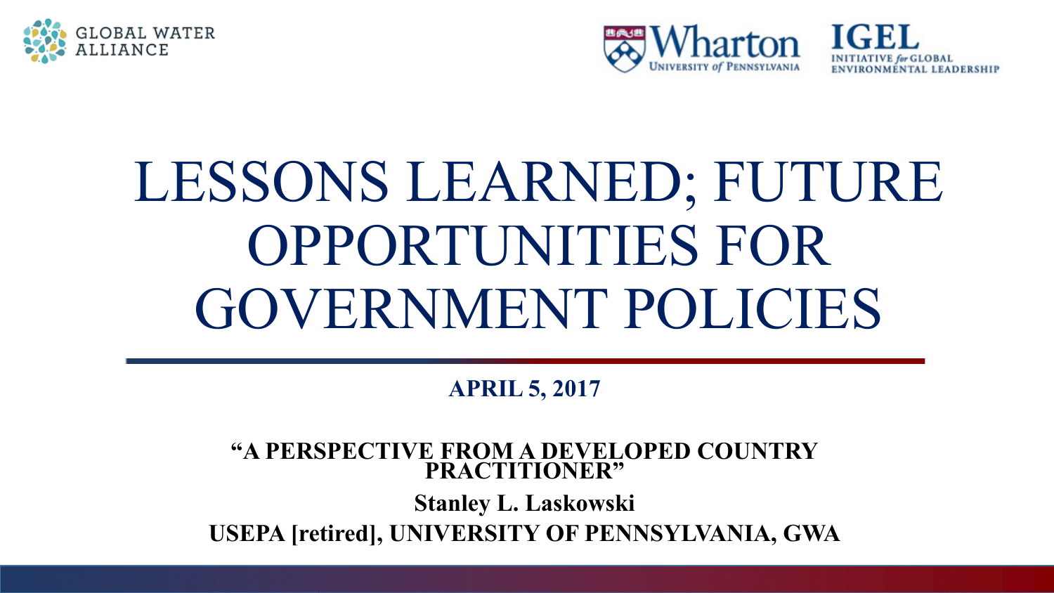GLOBAL WATER ALLIANCE

Wharton UNIVERSITY of PENNSYLVANIA

IGEL INITIATIVE for GLOBAL ENVIRONMENTAL LEADERSHIP

# LESSONS LEARNED; FUTURE OPPORTUNITIES FOR GOVERNMENT POLICIES

**APRIL 5, 2017**

**"A PERSPECTIVE FROM A DEVELOPED COUNTRY PRACTITIONER"**

**Stanley L. Laskowski**

**USEPA [retired], UNIVERSITY OF PENNSYLVANIA, GWA**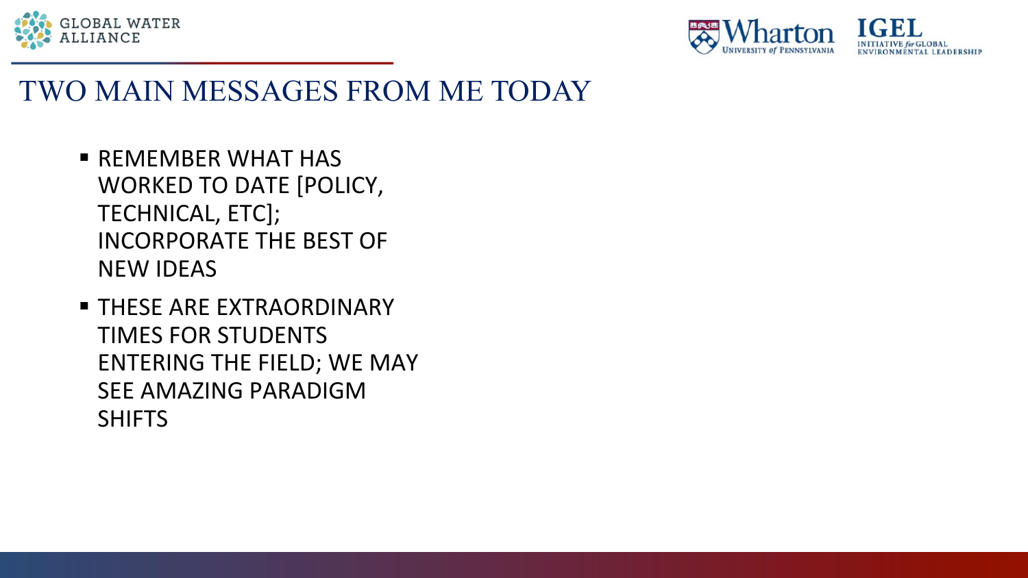# TWO MAIN MESSAGES FROM ME TODAY

- REMEMBER WHAT HAS WORKED TO DATE [POLICY, TECHNICAL, ETC]; INCORPORATE THE BEST OF NEW IDEAS
- THESE ARE EXTRAORDINARY TIMES FOR STUDENTS ENTERING THE FIELD; WE MAY SEE AMAZING PARADIGM SHIFTS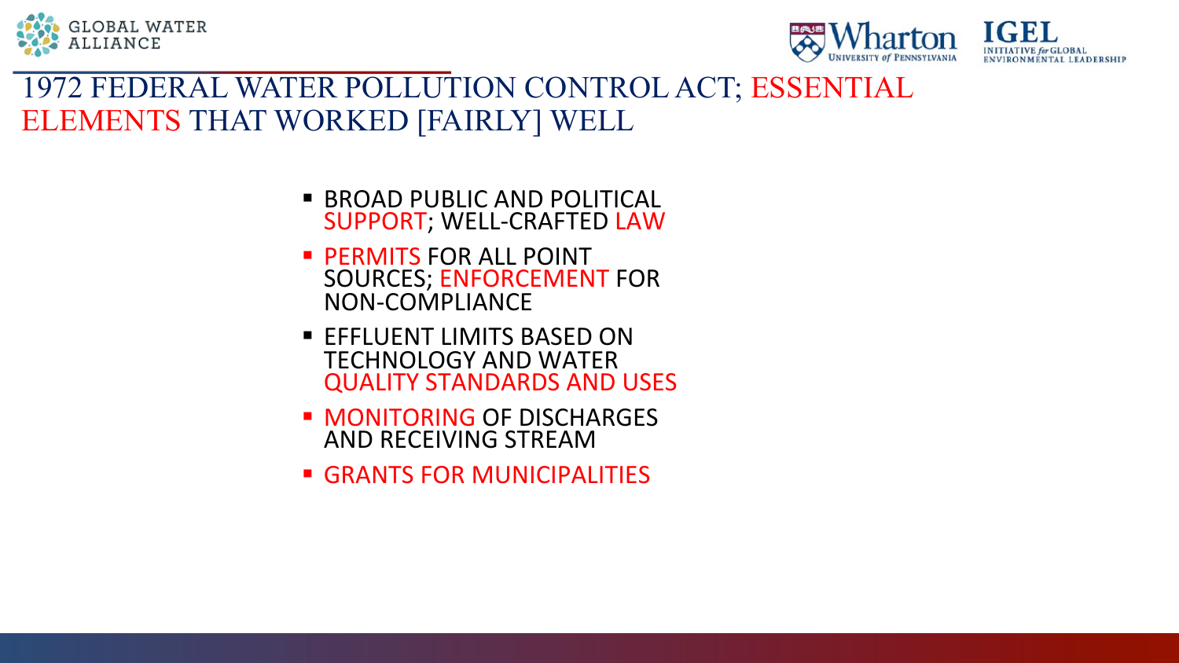# 1972 FEDERAL WATER POLLUTION CONTROL ACT; ESSENTIAL ELEMENTS THAT WORKED [FAIRLY] WELL

- BROAD PUBLIC AND POLITICAL SUPPORT; WELL-CRAFTED LAW
- PERMITS FOR ALL POINT SOURCES; ENFORCEMENT FOR NON-COMPLIANCE
- EFFLUENT LIMITS BASED ON TECHNOLOGY AND WATER QUALITY STANDARDS AND USES
- MONITORING OF DISCHARGES AND RECEIVING STREAM
- GRANTS FOR MUNICIPALITIES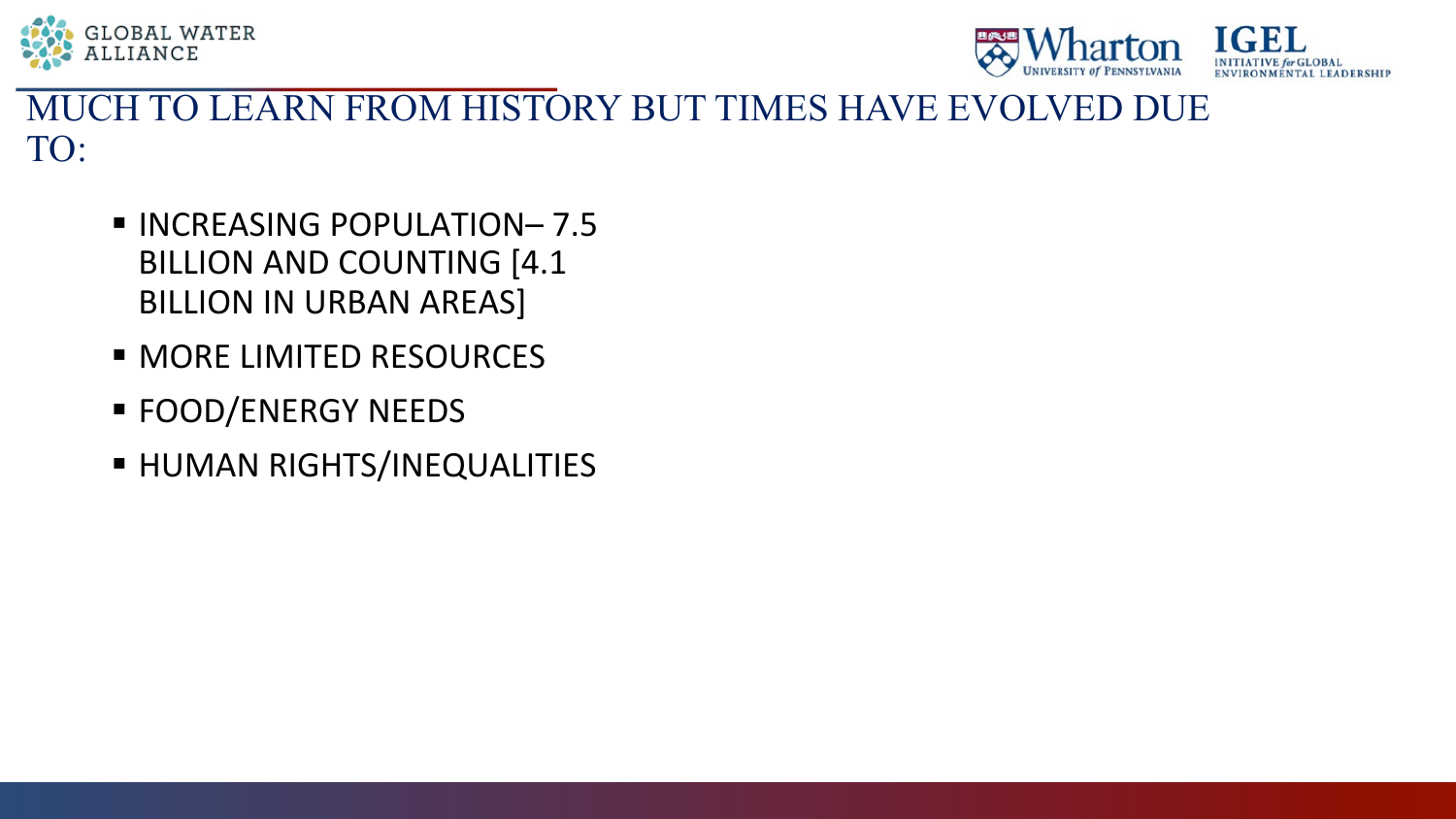# MUCH TO LEARN FROM HISTORY BUT TIMES HAVE EVOLVED DUE TO:

- INCREASING POPULATION– 7.5 BILLION AND COUNTING [4.1 BILLION IN URBAN AREAS]
- MORE LIMITED RESOURCES
- FOOD/ENERGY NEEDS
- HUMAN RIGHTS/INEQUALITIES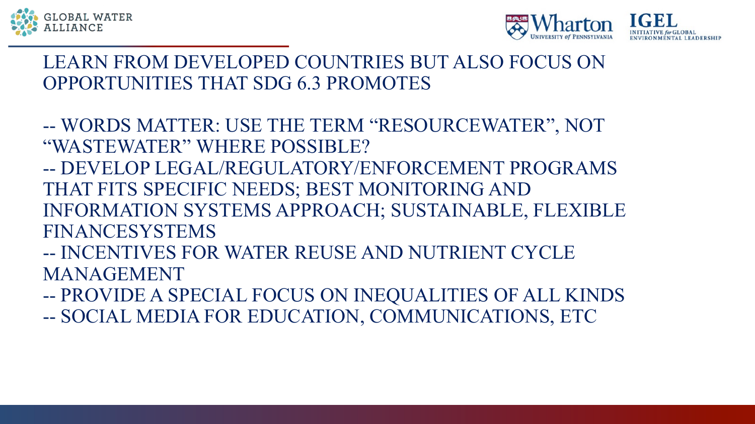# LEARN FROM DEVELOPED COUNTRIES BUT ALSO FOCUS ON OPPORTUNITIES THAT SDG 6.3 PROMOTES

-- WORDS MATTER: USE THE TERM "RESOURCEWATER", NOT "WASTEWATER" WHERE POSSIBLE?

-- DEVELOP LEGAL/REGULATORY/ENFORCEMENT PROGRAMS THAT FITS SPECIFIC NEEDS; BEST MONITORING AND INFORMATION SYSTEMS APPROACH; SUSTAINABLE, FLEXIBLE FINANCESYSTEMS

-- INCENTIVES FOR WATER REUSE AND NUTRIENT CYCLE MANAGEMENT

-- PROVIDE A SPECIAL FOCUS ON INEQUALITIES OF ALL KINDS

-- SOCIAL MEDIA FOR EDUCATION, COMMUNICATIONS, ETC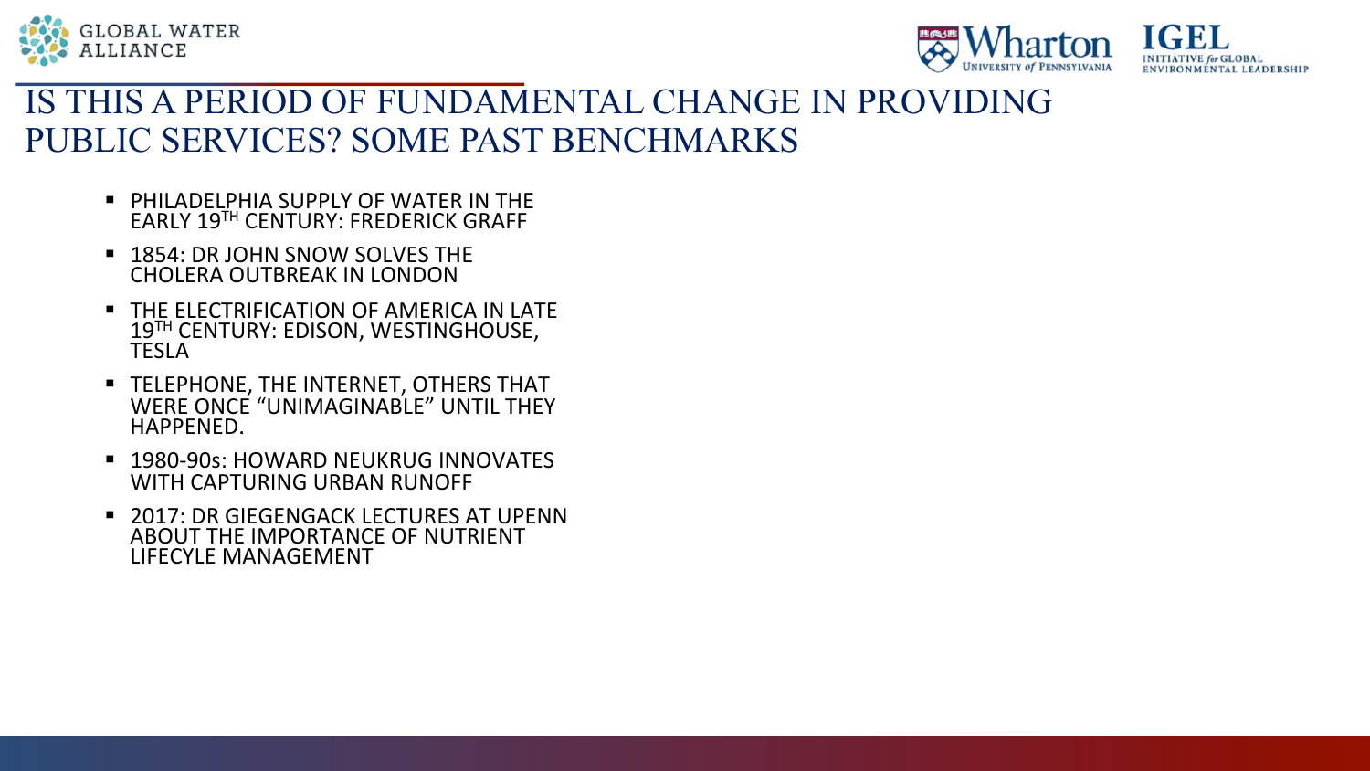# IS THIS A PERIOD OF FUNDAMENTAL CHANGE IN PROVIDING PUBLIC SERVICES? SOME PAST BENCHMARKS

- PHILADELPHIA SUPPLY OF WATER IN THE EARLY 19TH CENTURY: FREDERICK GRAFF
- 1854: DR JOHN SNOW SOLVES THE CHOLERA OUTBREAK IN LONDON
- THE ELECTRIFICATION OF AMERICA IN LATE 19TH CENTURY: EDISON, WESTINGHOUSE, TESLA
- TELEPHONE, THE INTERNET, OTHERS THAT WERE ONCE "UNIMAGINABLE" UNTIL THEY HAPPENED.
- 1980-90s: HOWARD NEUKRUG INNOVATES WITH CAPTURING URBAN RUNOFF
- 2017: DR GIEGENGACK LECTURES AT UPENN ABOUT THE IMPORTANCE OF NUTRIENT LIFECYLE MANAGEMENT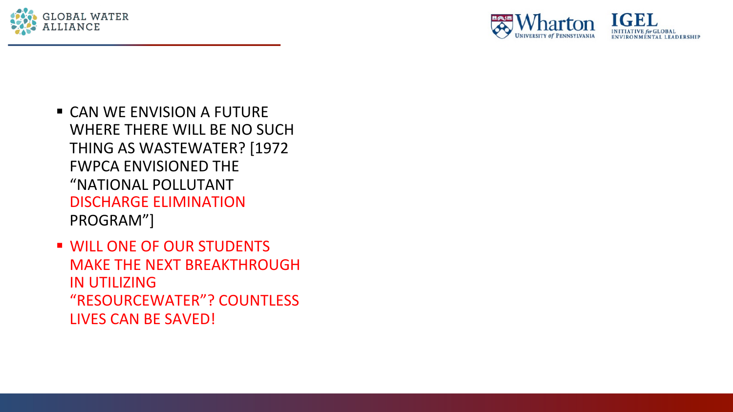- CAN WE ENVISION A FUTURE WHERE THERE WILL BE NO SUCH THING AS WASTEWATER? [1972 FWPCA ENVISIONED THE "NATIONAL POLLUTANT DISCHARGE ELIMINATION PROGRAM"]
- WILL ONE OF OUR STUDENTS MAKE THE NEXT BREAKTHROUGH IN UTILIZING "RESOURCEWATER"? COUNTLESS LIVES CAN BE SAVED!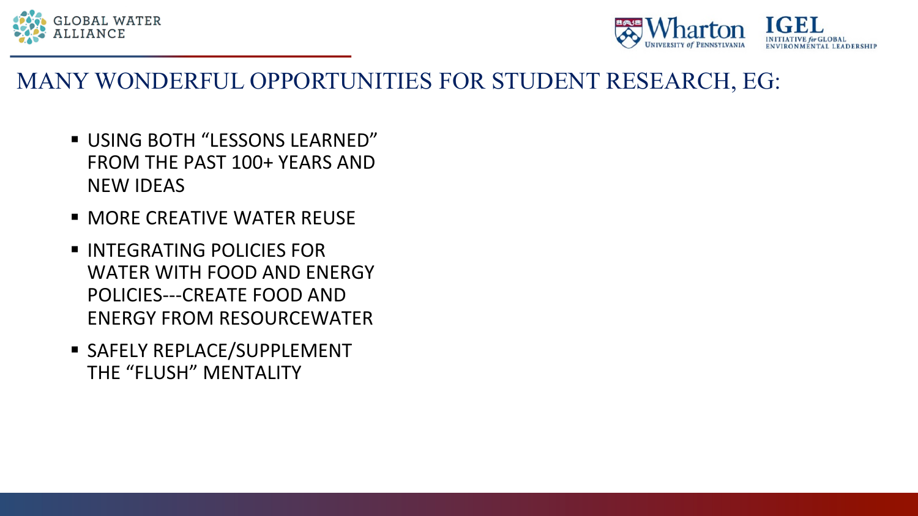# MANY WONDERFUL OPPORTUNITIES FOR STUDENT RESEARCH, EG:

- USING BOTH "LESSONS LEARNED" FROM THE PAST 100+ YEARS AND NEW IDEAS
- MORE CREATIVE WATER REUSE
- INTEGRATING POLICIES FOR WATER WITH FOOD AND ENERGY POLICIES---CREATE FOOD AND ENERGY FROM RESOURCEWATER
- SAFELY REPLACE/SUPPLEMENT THE "FLUSH" MENTALITY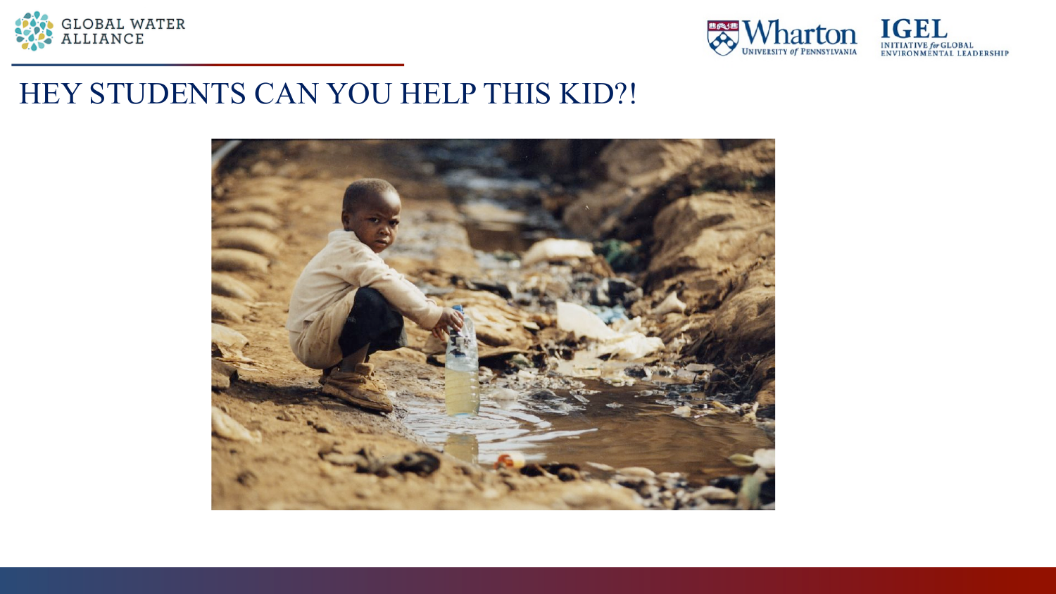# HEY STUDENTS CAN YOU HELP THIS KID?!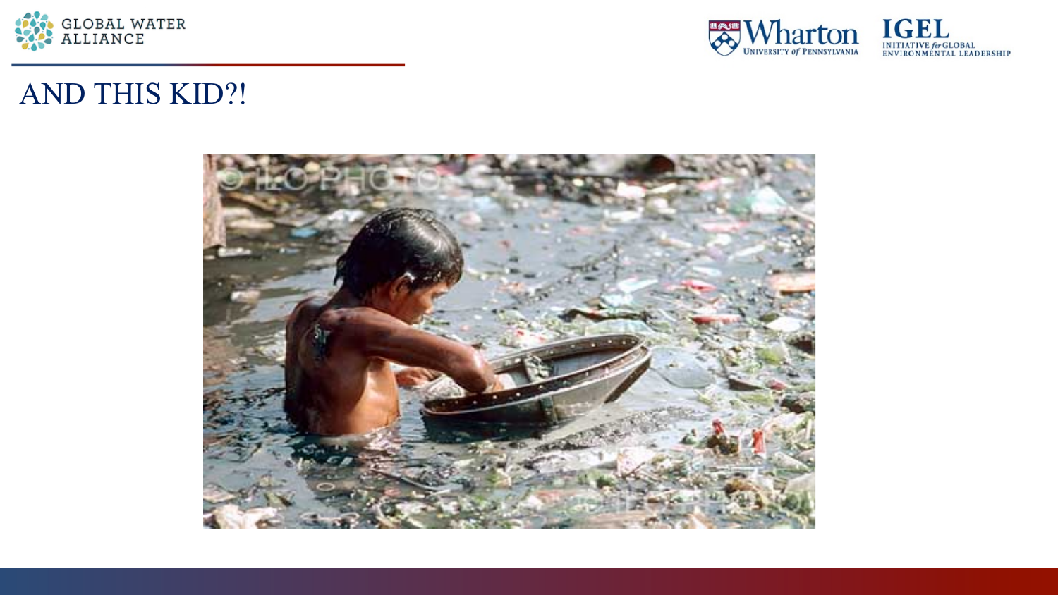# AND THIS KID?!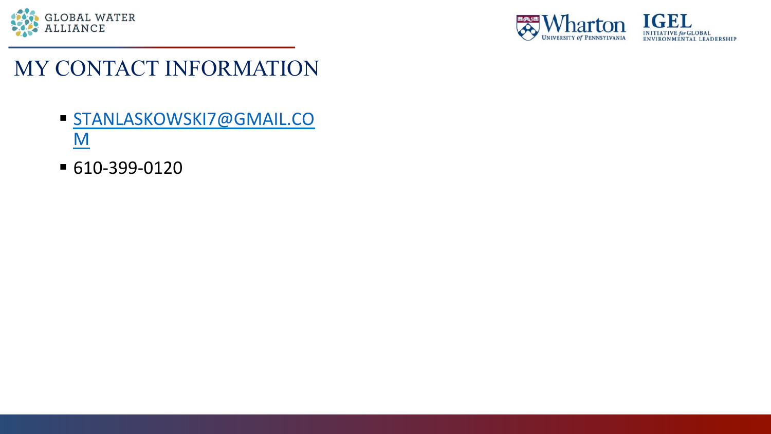# MY CONTACT INFORMATION

- STANLASKOWSKI7@GMAIL.COM
- 610-399-0120